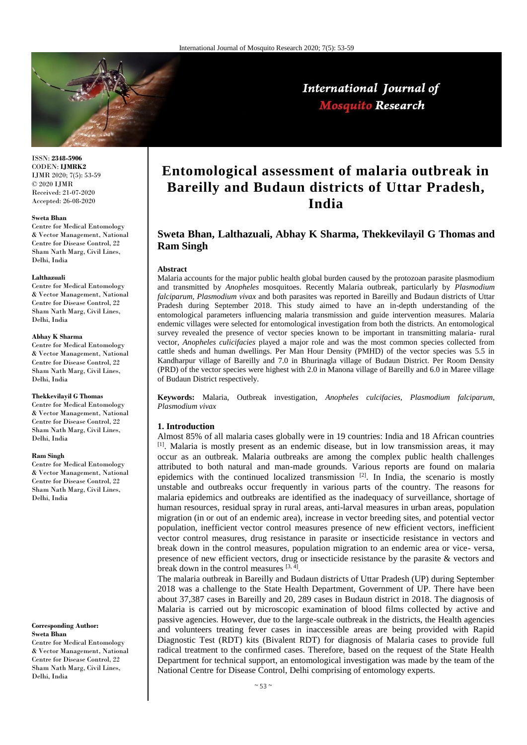# Entomological assessment of malaria outbreak in Bareilly and Budaun districts of Uttar Pradesh, India

**Sweta Bhan, Lalthazuali, Abhay K Sharma, Thekkevilayil G Thomas and Ram Singh**

ISSN: **2348-5906**
CODEN: **IJMRK2**
IJMR 2020; 7(5): 53-59
© 2020 IJMR
Received: 21-07-2020
Accepted: 26-08-2020

**Sweta Bhan**
Centre for Medical Entomology & Vector Management, National Centre for Disease Control, 22 Sham Nath Marg, Civil Lines, Delhi, India

**Lalthazuali**
Centre for Medical Entomology & Vector Management, National Centre for Disease Control, 22 Sham Nath Marg, Civil Lines, Delhi, India

**Abhay K Sharma**
Centre for Medical Entomology & Vector Management, National Centre for Disease Control, 22 Sham Nath Marg, Civil Lines, Delhi, India

**Thekkevilayil G Thomas**
Centre for Medical Entomology & Vector Management, National Centre for Disease Control, 22 Sham Nath Marg, Civil Lines, Delhi, India

**Ram Singh**
Centre for Medical Entomology & Vector Management, National Centre for Disease Control, 22 Sham Nath Marg, Civil Lines, Delhi, India

**Corresponding Author:**
**Sweta Bhan**
Centre for Medical Entomology & Vector Management, National Centre for Disease Control, 22 Sham Nath Marg, Civil Lines, Delhi, India

### Abstract

Malaria accounts for the major public health global burden caused by the protozoan parasite plasmodium and transmitted by *Anopheles* mosquitoes. Recently Malaria outbreak, particularly by *Plasmodium falciparum, Plasmodium vivax* and both parasites was reported in Bareilly and Budaun districts of Uttar Pradesh during September 2018. This study aimed to have an in-depth understanding of the entomological parameters influencing malaria transmission and guide intervention measures. Malaria endemic villages were selected for entomological investigation from both the districts. An entomological survey revealed the presence of vector species known to be important in transmitting malaria- rural vector, *Anopheles culicifacies* played a major role and was the most common species collected from cattle sheds and human dwellings. Per Man Hour Density (PMHD) of the vector species was 5.5 in Kandharpur village of Bareilly and 7.0 in Bhurinagla village of Budaun District. Per Room Density (PRD) of the vector species were highest with 2.0 in Manona village of Bareilly and 6.0 in Maree village of Budaun District respectively.

**Keywords:** Malaria, Outbreak investigation, *Anopheles culcifacies*, *Plasmodium falciparum, Plasmodium vivax*

## 1. Introduction

Almost 85% of all malaria cases globally were in 19 countries: India and 18 African countries [1]. Malaria is mostly present as an endemic disease, but in low transmission areas, it may occur as an outbreak. Malaria outbreaks are among the complex public health challenges attributed to both natural and man-made grounds. Various reports are found on malaria epidemics with the continued localized transmission [2]. In India, the scenario is mostly unstable and outbreaks occur frequently in various parts of the country. The reasons for malaria epidemics and outbreaks are identified as the inadequacy of surveillance, shortage of human resources, residual spray in rural areas, anti-larval measures in urban areas, population migration (in or out of an endemic area), increase in vector breeding sites, and potential vector population, inefficient vector control measures presence of new efficient vectors, inefficient vector control measures, drug resistance in parasite or insecticide resistance in vectors and break down in the control measures, population migration to an endemic area or vice- versa, presence of new efficient vectors, drug or insecticide resistance by the parasite & vectors and break down in the control measures [3, 4].

The malaria outbreak in Bareilly and Budaun districts of Uttar Pradesh (UP) during September 2018 was a challenge to the State Health Department, Government of UP. There have been about 37,387 cases in Bareilly and 20, 289 cases in Budaun district in 2018. The diagnosis of Malaria is carried out by microscopic examination of blood films collected by active and passive agencies. However, due to the large-scale outbreak in the districts, the Health agencies and volunteers treating fever cases in inaccessible areas are being provided with Rapid Diagnostic Test (RDT) kits (Bivalent RDT) for diagnosis of Malaria cases to provide full radical treatment to the confirmed cases. Therefore, based on the request of the State Health Department for technical support, an entomological investigation was made by the team of the National Centre for Disease Control, Delhi comprising of entomology experts.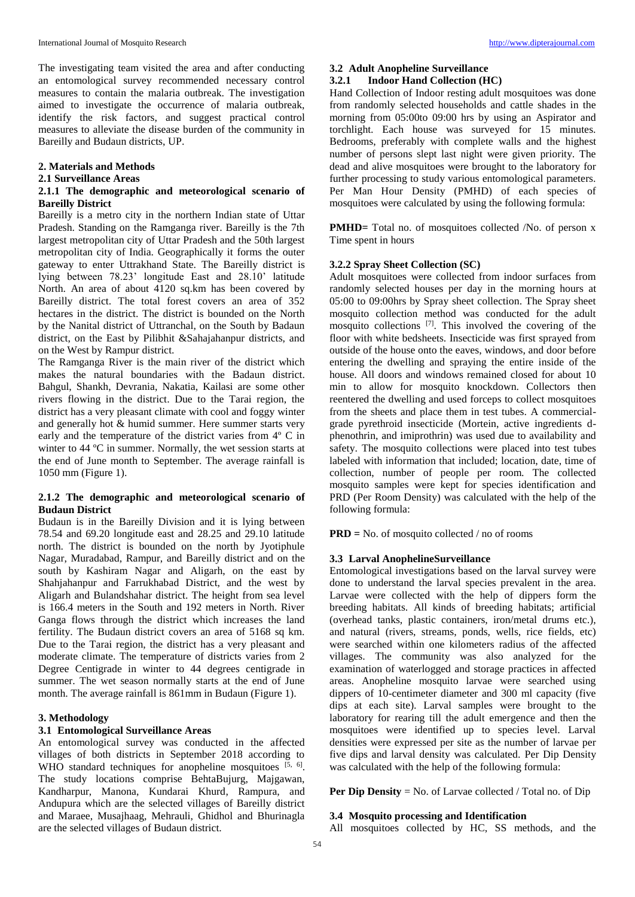The investigating team visited the area and after conducting an entomological survey recommended necessary control measures to contain the malaria outbreak. The investigation aimed to investigate the occurrence of malaria outbreak, identify the risk factors, and suggest practical control measures to alleviate the disease burden of the community in Bareilly and Budaun districts, UP.

## 2. Materials and Methods

### 2.1 Surveillance Areas

#### 2.1.1 The demographic and meteorological scenario of Bareilly District

Bareilly is a metro city in the northern Indian state of Uttar Pradesh. Standing on the Ramganga river. Bareilly is the 7th largest metropolitan city of Uttar Pradesh and the 50th largest metropolitan city of India. Geographically it forms the outer gateway to enter Uttrakhand State. The Bareilly district is lying between 78.23' longitude East and 28.10' latitude North. An area of about 4120 sq.km has been covered by Bareilly district. The total forest covers an area of 352 hectares in the district. The district is bounded on the North by the Nanital district of Uttranchal, on the South by Badaun district, on the East by Pilibhit &Sahajahanpur districts, and on the West by Rampur district.

The Ramganga River is the main river of the district which makes the natural boundaries with the Badaun district. Bahgul, Shankh, Devrania, Nakatia, Kailasi are some other rivers flowing in the district. Due to the Tarai region, the district has a very pleasant climate with cool and foggy winter and generally hot & humid summer. Here summer starts very early and the temperature of the district varies from 4º C in winter to 44 ºC in summer. Normally, the wet session starts at the end of June month to September. The average rainfall is 1050 mm (Figure 1).

#### 2.1.2 The demographic and meteorological scenario of Budaun District

Budaun is in the Bareilly Division and it is lying between 78.54 and 69.20 longitude east and 28.25 and 29.10 latitude north. The district is bounded on the north by Jyotiphule Nagar, Muradabad, Rampur, and Bareilly district and on the south by Kashiram Nagar and Aligarh, on the east by Shahjahanpur and Farrukhabad District, and the west by Aligarh and Bulandshahar district. The height from sea level is 166.4 meters in the South and 192 meters in North. River Ganga flows through the district which increases the land fertility. The Budaun district covers an area of 5168 sq km. Due to the Tarai region, the district has a very pleasant and moderate climate. The temperature of districts varies from 2 Degree Centigrade in winter to 44 degrees centigrade in summer. The wet season normally starts at the end of June month. The average rainfall is 861mm in Budaun (Figure 1).

## 3. Methodology

### 3.1 Entomological Surveillance Areas

An entomological survey was conducted in the affected villages of both districts in September 2018 according to WHO standard techniques for anopheline mosquitoes [5, 6]. The study locations comprise BehtaBujurg, Majgawan, Kandharpur, Manona, Kundarai Khurd, Rampura, and Andupura which are the selected villages of Bareilly district and Maraee, Musajhaag, Mehrauli, Ghidhol and Bhurinagla are the selected villages of Budaun district.

### 3.2 Adult Anopheline Surveillance

#### 3.2.1 Indoor Hand Collection (HC)

Hand Collection of Indoor resting adult mosquitoes was done from randomly selected households and cattle shades in the morning from 05:00to 09:00 hrs by using an Aspirator and torchlight. Each house was surveyed for 15 minutes. Bedrooms, preferably with complete walls and the highest number of persons slept last night were given priority. The dead and alive mosquitoes were brought to the laboratory for further processing to study various entomological parameters. Per Man Hour Density (PMHD) of each species of mosquitoes were calculated by using the following formula:

**PMHD=** Total no. of mosquitoes collected /No. of person x Time spent in hours

#### 3.2.2 Spray Sheet Collection (SC)

Adult mosquitoes were collected from indoor surfaces from randomly selected houses per day in the morning hours at 05:00 to 09:00hrs by Spray sheet collection. The Spray sheet mosquito collection method was conducted for the adult mosquito collections [7]. This involved the covering of the floor with white bedsheets. Insecticide was first sprayed from outside of the house onto the eaves, windows, and door before entering the dwelling and spraying the entire inside of the house. All doors and windows remained closed for about 10 min to allow for mosquito knockdown. Collectors then reentered the dwelling and used forceps to collect mosquitoes from the sheets and place them in test tubes. A commercial-grade pyrethroid insecticide (Mortein, active ingredients d-phenothrin, and imiprothrin) was used due to availability and safety. The mosquito collections were placed into test tubes labeled with information that included; location, date, time of collection, number of people per room. The collected mosquito samples were kept for species identification and PRD (Per Room Density) was calculated with the help of the following formula:

**PRD =** No. of mosquito collected / no of rooms

### 3.3 Larval AnophelineSurveillance

Entomological investigations based on the larval survey were done to understand the larval species prevalent in the area. Larvae were collected with the help of dippers form the breeding habitats. All kinds of breeding habitats; artificial (overhead tanks, plastic containers, iron/metal drums etc.), and natural (rivers, streams, ponds, wells, rice fields, etc) were searched within one kilometers radius of the affected villages. The community was also analyzed for the examination of waterlogged and storage practices in affected areas. Anopheline mosquito larvae were searched using dippers of 10-centimeter diameter and 300 ml capacity (five dips at each site). Larval samples were brought to the laboratory for rearing till the adult emergence and then the mosquitoes were identified up to species level. Larval densities were expressed per site as the number of larvae per five dips and larval density was calculated. Per Dip Density was calculated with the help of the following formula:

**Per Dip Density** = No. of Larvae collected / Total no. of Dip

### 3.4 Mosquito processing and Identification

All mosquitoes collected by HC, SS methods, and the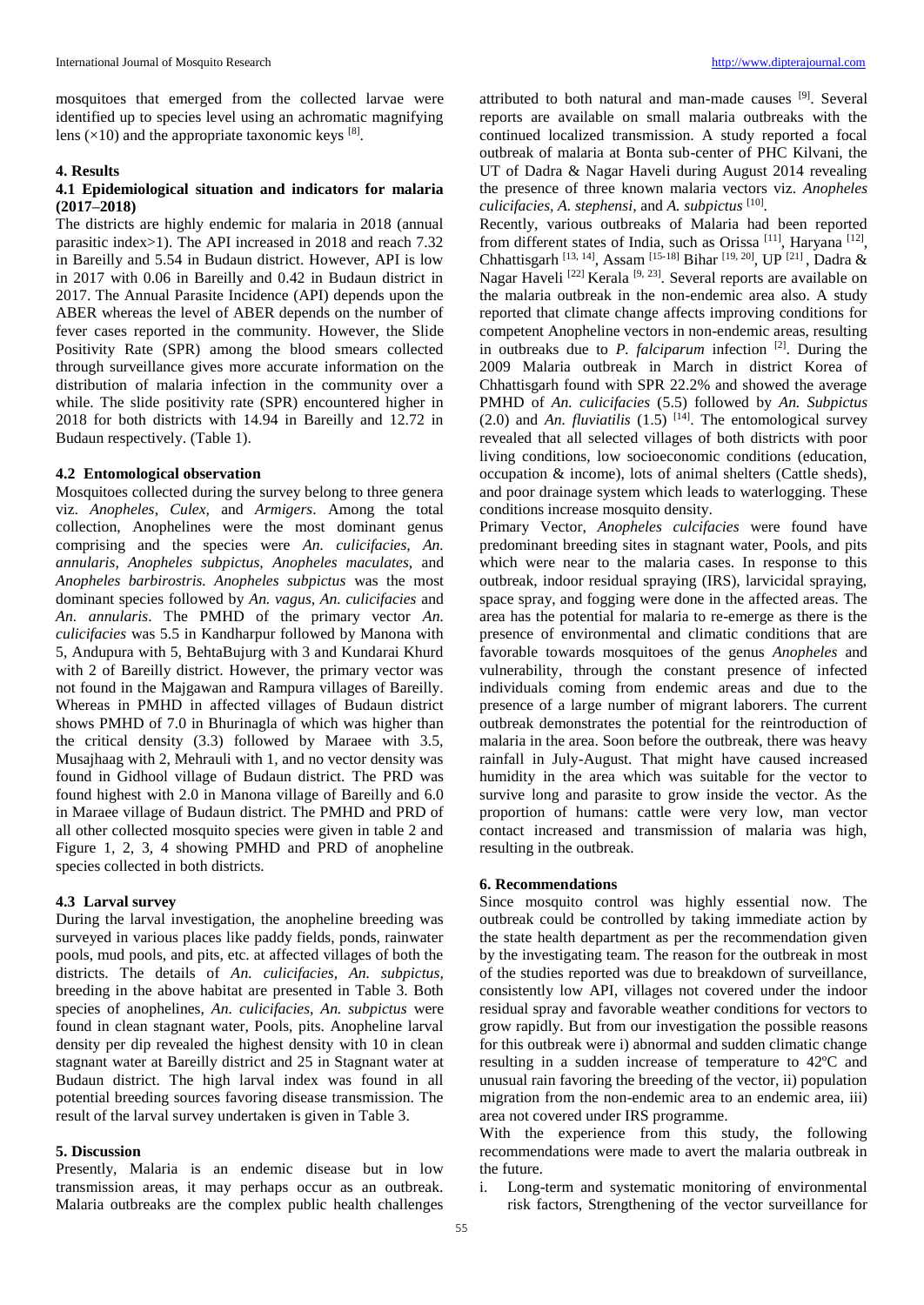mosquitoes that emerged from the collected larvae were identified up to species level using an achromatic magnifying lens (×10) and the appropriate taxonomic keys [8].

### 4. Results

#### 4.1 Epidemiological situation and indicators for malaria (2017–2018)

The districts are highly endemic for malaria in 2018 (annual parasitic index>1). The API increased in 2018 and reach 7.32 in Bareilly and 5.54 in Budaun district. However, API is low in 2017 with 0.06 in Bareilly and 0.42 in Budaun district in 2017. The Annual Parasite Incidence (API) depends upon the ABER whereas the level of ABER depends on the number of fever cases reported in the community. However, the Slide Positivity Rate (SPR) among the blood smears collected through surveillance gives more accurate information on the distribution of malaria infection in the community over a while. The slide positivity rate (SPR) encountered higher in 2018 for both districts with 14.94 in Bareilly and 12.72 in Budaun respectively. (Table 1).

#### 4.2 Entomological observation

Mosquitoes collected during the survey belong to three genera viz. *Anopheles, Culex,* and *Armigers*. Among the total collection, Anophelines were the most dominant genus comprising and the species were *An. culicifacies, An. annularis, Anopheles subpictus, Anopheles maculates,* and *Anopheles barbirostris. Anopheles subpictus* was the most dominant species followed by *An. vagus, An. culicifacies* and *An. annularis*. The PMHD of the primary vector *An. culicifacies* was 5.5 in Kandharpur followed by Manona with 5, Andupura with 5, BehtaBujurg with 3 and Kundarai Khurd with 2 of Bareilly district. However, the primary vector was not found in the Majgawan and Rampura villages of Bareilly. Whereas in PMHD in affected villages of Budaun district shows PMHD of 7.0 in Bhurinagla of which was higher than the critical density (3.3) followed by Maraee with 3.5, Musajhaag with 2, Mehrauli with 1, and no vector density was found in Gidhool village of Budaun district. The PRD was found highest with 2.0 in Manona village of Bareilly and 6.0 in Maraee village of Budaun district. The PMHD and PRD of all other collected mosquito species were given in table 2 and Figure 1, 2, 3, 4 showing PMHD and PRD of anopheline species collected in both districts.

#### 4.3 Larval survey

During the larval investigation, the anopheline breeding was surveyed in various places like paddy fields, ponds, rainwater pools, mud pools, and pits, etc. at affected villages of both the districts. The details of *An. culicifacies, An. subpictus,* breeding in the above habitat are presented in Table 3. Both species of anophelines, *An. culicifacies, An. subpictus* were found in clean stagnant water, Pools, pits. Anopheline larval density per dip revealed the highest density with 10 in clean stagnant water at Bareilly district and 25 in Stagnant water at Budaun district. The high larval index was found in all potential breeding sources favoring disease transmission. The result of the larval survey undertaken is given in Table 3.

### 5. Discussion

Presently, Malaria is an endemic disease but in low transmission areas, it may perhaps occur as an outbreak. Malaria outbreaks are the complex public health challenges attributed to both natural and man-made causes [9]. Several reports are available on small malaria outbreaks with the continued localized transmission. A study reported a focal outbreak of malaria at Bonta sub-center of PHC Kilvani, the UT of Dadra & Nagar Haveli during August 2014 revealing the presence of three known malaria vectors viz. *Anopheles culicifacies, A. stephensi,* and *A. subpictus* [10].

Recently, various outbreaks of Malaria had been reported from different states of India, such as Orissa [11], Haryana [12], Chhattisgarh [13, 14], Assam [15-18] Bihar [19, 20], UP [21], Dadra & Nagar Haveli [22] Kerala [9, 23]. Several reports are available on the malaria outbreak in the non-endemic area also. A study reported that climate change affects improving conditions for competent Anopheline vectors in non-endemic areas, resulting in outbreaks due to *P. falciparum* infection [2]. During the 2009 Malaria outbreak in March in district Korea of Chhattisgarh found with SPR 22.2% and showed the average PMHD of *An. culicifacies* (5.5) followed by *An. Subpictus* (2.0) and *An. fluviatilis* (1.5) [14]. The entomological survey revealed that all selected villages of both districts with poor living conditions, low socioeconomic conditions (education, occupation & income), lots of animal shelters (Cattle sheds), and poor drainage system which leads to waterlogging. These conditions increase mosquito density.

Primary Vector, *Anopheles culcifacies* were found have predominant breeding sites in stagnant water, Pools, and pits which were near to the malaria cases. In response to this outbreak, indoor residual spraying (IRS), larvicidal spraying, space spray, and fogging were done in the affected areas. The area has the potential for malaria to re-emerge as there is the presence of environmental and climatic conditions that are favorable towards mosquitoes of the genus *Anopheles* and vulnerability, through the constant presence of infected individuals coming from endemic areas and due to the presence of a large number of migrant laborers. The current outbreak demonstrates the potential for the reintroduction of malaria in the area. Soon before the outbreak, there was heavy rainfall in July-August. That might have caused increased humidity in the area which was suitable for the vector to survive long and parasite to grow inside the vector. As the proportion of humans: cattle were very low, man vector contact increased and transmission of malaria was high, resulting in the outbreak.

### 6. Recommendations

Since mosquito control was highly essential now. The outbreak could be controlled by taking immediate action by the state health department as per the recommendation given by the investigating team. The reason for the outbreak in most of the studies reported was due to breakdown of surveillance, consistently low API, villages not covered under the indoor residual spray and favorable weather conditions for vectors to grow rapidly. But from our investigation the possible reasons for this outbreak were i) abnormal and sudden climatic change resulting in a sudden increase of temperature to 42ºC and unusual rain favoring the breeding of the vector, ii) population migration from the non-endemic area to an endemic area, iii) area not covered under IRS programme.

With the experience from this study, the following recommendations were made to avert the malaria outbreak in the future.

i. Long-term and systematic monitoring of environmental risk factors, Strengthening of the vector surveillance for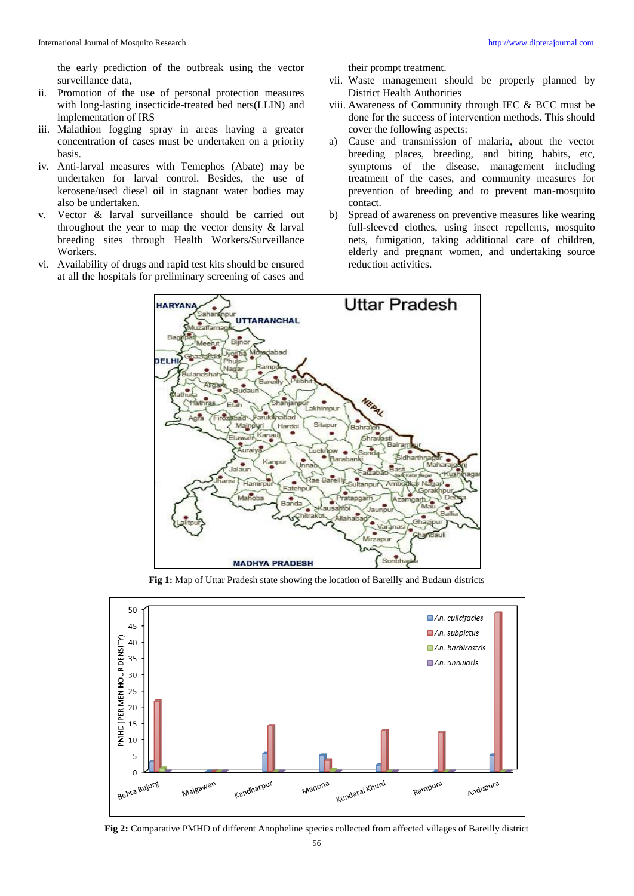the early prediction of the outbreak using the vector surveillance data,

ii. Promotion of the use of personal protection measures with long-lasting insecticide-treated bed nets(LLIN) and implementation of IRS

iii. Malathion fogging spray in areas having a greater concentration of cases must be undertaken on a priority basis.

iv. Anti-larval measures with Temephos (Abate) may be undertaken for larval control. Besides, the use of kerosene/used diesel oil in stagnant water bodies may also be undertaken.

v. Vector & larval surveillance should be carried out throughout the year to map the vector density & larval breeding sites through Health Workers/Surveillance Workers.

vi. Availability of drugs and rapid test kits should be ensured at all the hospitals for preliminary screening of cases and their prompt treatment.

vii. Waste management should be properly planned by District Health Authorities

viii. Awareness of Community through IEC & BCC must be done for the success of intervention methods. This should cover the following aspects:

a) Cause and transmission of malaria, about the vector breeding places, breeding, and biting habits, etc, symptoms of the disease, management including treatment of the cases, and community measures for prevention of breeding and to prevent man-mosquito contact.

b) Spread of awareness on preventive measures like wearing full-sleeved clothes, using insect repellents, mosquito nets, fumigation, taking additional care of children, elderly and pregnant women, and undertaking source reduction activities.

**Fig 1:** Map of Uttar Pradesh state showing the location of Bareilly and Budaun districts

**Fig 2:** Comparative PMHD of different Anopheline species collected from affected villages of Bareilly district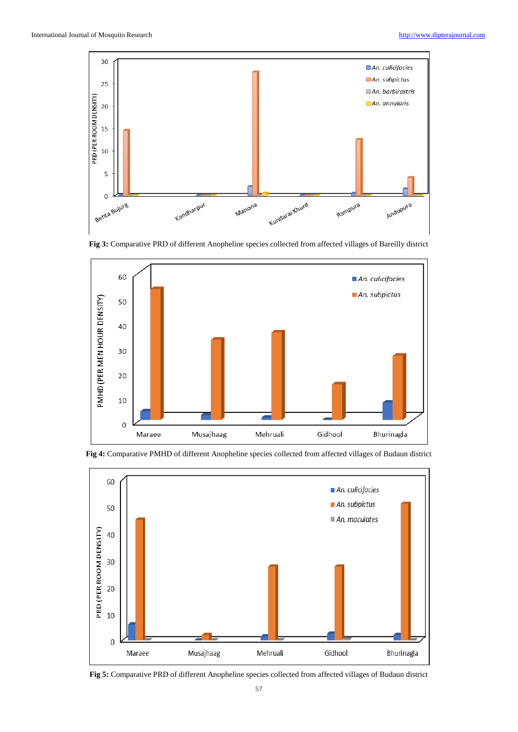Fig 3: Comparative PRD of different Anopheline species collected from affected villages of Bareilly district

Fig 4: Comparative PMHD of different Anopheline species collected from affected villages of Budaun district

Fig 5: Comparative PRD of different Anopheline species collected from affected villages of Budaun district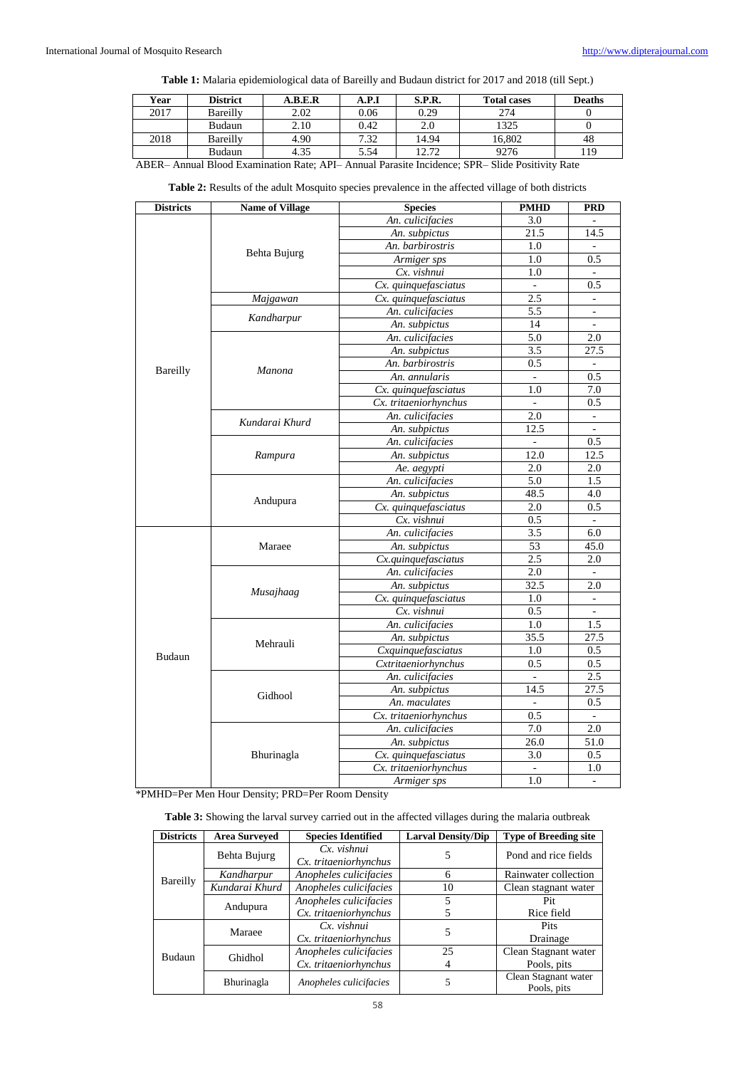**Table 1:** Malaria epidemiological data of Bareilly and Budaun district for 2017 and 2018 (till Sept.)

| Year | District | A.B.E.R | A.P.I | S.P.R. | Total cases | Deaths |
|---|---|---|---|---|---|---|
| 2017 | Bareilly | 2.02 | 0.06 | 0.29 | 274 | 0 |
| | Budaun | 2.10 | 0.42 | 2.0 | 1325 | 0 |
| 2018 | Bareilly | 4.90 | 7.32 | 14.94 | 16,802 | 48 |
| | Budaun | 4.35 | 5.54 | 12.72 | 9276 | 119 |

ABER– Annual Blood Examination Rate; API– Annual Parasite Incidence; SPR– Slide Positivity Rate

**Table 2:** Results of the adult Mosquito species prevalence in the affected village of both districts

| Districts | Name of Village | Species | PMHD | PRD |
|---|---|---|---|---|
| Bareilly | Behta Bujurg | *An. culicifacies* | 3.0 | - |
| | | *An. subpictus* | 21.5 | 14.5 |
| | | *An. barbirostris* | 1.0 | - |
| | | *Armiger sps* | 1.0 | 0.5 |
| | | *Cx. vishnui* | 1.0 | - |
| | | *Cx. quinquefasciatus* | - | 0.5 |
| | *Majgawan* | *Cx. quinquefasciatus* | 2.5 | - |
| | *Kandharpur* | *An. culicifacies* | 5.5 | - |
| | | *An. subpictus* | 14 | - |
| | *Manona* | *An. culicifacies* | 5.0 | 2.0 |
| | | *An. subpictus* | 3.5 | 27.5 |
| | | *An. barbirostris* | 0.5 | - |
| | | *An. annularis* | - | 0.5 |
| | | *Cx. quinquefasciatus* | 1.0 | 7.0 |
| | | *Cx. tritaeniorhynchus* | - | 0.5 |
| | *Kundarai Khurd* | *An. culicifacies* | 2.0 | - |
| | | *An. subpictus* | 12.5 | - |
| | *Rampura* | *An. culicifacies* | - | 0.5 |
| | | *An. subpictus* | 12.0 | 12.5 |
| | | *Ae. aegypti* | 2.0 | 2.0 |
| | Andupura | *An. culicifacies* | 5.0 | 1.5 |
| | | *An. subpictus* | 48.5 | 4.0 |
| | | *Cx. quinquefasciatus* | 2.0 | 0.5 |
| | | *Cx. vishnui* | 0.5 | - |
| Budaun | Maraee | *An. culicifacies* | 3.5 | 6.0 |
| | | *An. subpictus* | 53 | 45.0 |
| | | *Cx.quinquefasciatus* | 2.5 | 2.0 |
| | *Musajhaag* | *An. culicifacies* | 2.0 | - |
| | | *An. subpictus* | 32.5 | 2.0 |
| | | *Cx. quinquefasciatus* | 1.0 | - |
| | | *Cx. vishnui* | 0.5 | - |
| | Mehrauli | *An. culicifacies* | 1.0 | 1.5 |
| | | *An. subpictus* | 35.5 | 27.5 |
| | | *Cxquinquefasciatus* | 1.0 | 0.5 |
| | | *Cxtritaeniorhynchus* | 0.5 | 0.5 |
| | Gidhool | *An. culicifacies* | - | 2.5 |
| | | *An. subpictus* | 14.5 | 27.5 |
| | | *An. maculates* | - | 0.5 |
| | | *Cx. tritaeniorhynchus* | 0.5 | - |
| | Bhurinagla | *An. culicifacies* | 7.0 | 2.0 |
| | | *An. subpictus* | 26.0 | 51.0 |
| | | *Cx. quinquefasciatus* | 3.0 | 0.5 |
| | | *Cx. tritaeniorhynchus* | - | 1.0 |
| | | *Armiger sps* | 1.0 | - |

*PMHD=Per Men Hour Density; PRD=Per Room Density

**Table 3:** Showing the larval survey carried out in the affected villages during the malaria outbreak

| Districts | Area Surveyed | Species Identified | Larval Density/Dip | Type of Breeding site |
|---|---|---|---|---|
| Bareilly | Behta Bujurg | *Cx. vishnui*<br>*Cx. tritaeniorhynchus* | 5 | Pond and rice fields |
| | *Kandharpur* | *Anopheles culicifacies* | 6 | Rainwater collection |
| | *Kundarai Khurd* | *Anopheles culicifacies* | 10 | Clean stagnant water |
| | Andupura | *Anopheles culicifacies*<br>*Cx. tritaeniorhynchus* | 5<br>5 | Pit<br>Rice field |
| Budaun | Maraee | *Cx. vishnui*<br>*Cx. tritaeniorhynchus* | 5 | Pits<br>Drainage |
| | Ghidhol | *Anopheles culicifacies*<br>*Cx. tritaeniorhynchus* | 25<br>4 | Clean Stagnant water<br>Pools, pits |
| | Bhurinagla | *Anopheles culicifacies* | 5 | Clean Stagnant water<br>Pools, pits |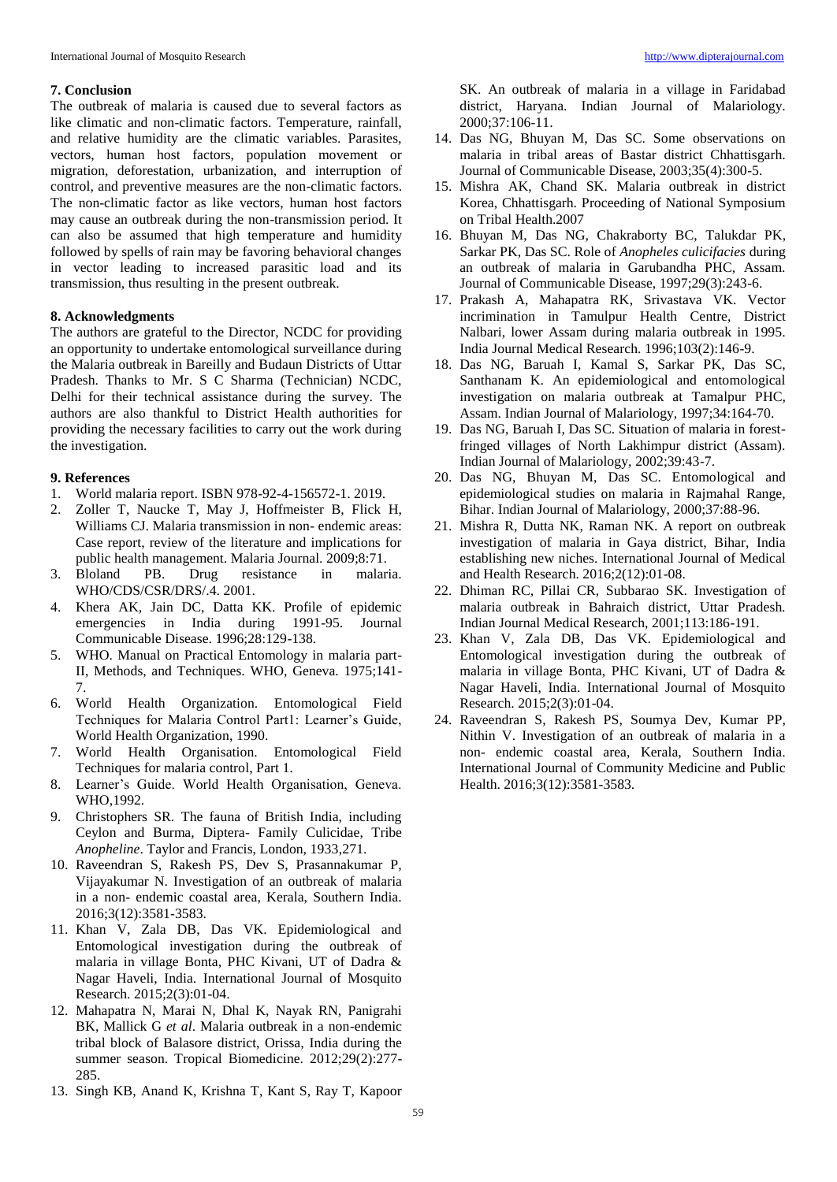## 7. Conclusion

The outbreak of malaria is caused due to several factors as like climatic and non-climatic factors. Temperature, rainfall, and relative humidity are the climatic variables. Parasites, vectors, human host factors, population movement or migration, deforestation, urbanization, and interruption of control, and preventive measures are the non-climatic factors. The non-climatic factor as like vectors, human host factors may cause an outbreak during the non-transmission period. It can also be assumed that high temperature and humidity followed by spells of rain may be favoring behavioral changes in vector leading to increased parasitic load and its transmission, thus resulting in the present outbreak.

## 8. Acknowledgments

The authors are grateful to the Director, NCDC for providing an opportunity to undertake entomological surveillance during the Malaria outbreak in Bareilly and Budaun Districts of Uttar Pradesh. Thanks to Mr. S C Sharma (Technician) NCDC, Delhi for their technical assistance during the survey. The authors are also thankful to District Health authorities for providing the necessary facilities to carry out the work during the investigation.

## 9. References

1. World malaria report. ISBN 978-92-4-156572-1. 2019.
2. Zoller T, Naucke T, May J, Hoffmeister B, Flick H, Williams CJ. Malaria transmission in non- endemic areas: Case report, review of the literature and implications for public health management. Malaria Journal. 2009;8:71.
3. Bloland PB. Drug resistance in malaria. WHO/CDS/CSR/DRS/.4. 2001.
4. Khera AK, Jain DC, Datta KK. Profile of epidemic emergencies in India during 1991-95. Journal Communicable Disease. 1996;28:129-138.
5. WHO. Manual on Practical Entomology in malaria part-II, Methods, and Techniques. WHO, Geneva. 1975;141-7.
6. World Health Organization. Entomological Field Techniques for Malaria Control Part1: Learner's Guide, World Health Organization, 1990.
7. World Health Organisation. Entomological Field Techniques for malaria control, Part 1.
8. Learner's Guide. World Health Organisation, Geneva. WHO,1992.
9. Christophers SR. The fauna of British India, including Ceylon and Burma, Diptera- Family Culicidae, Tribe *Anopheline*. Taylor and Francis, London, 1933,271.
10. Raveendran S, Rakesh PS, Dev S, Prasannakumar P, Vijayakumar N. Investigation of an outbreak of malaria in a non- endemic coastal area, Kerala, Southern India. 2016;3(12):3581-3583.
11. Khan V, Zala DB, Das VK. Epidemiological and Entomological investigation during the outbreak of malaria in village Bonta, PHC Kivani, UT of Dadra & Nagar Haveli, India. International Journal of Mosquito Research. 2015;2(3):01-04.
12. Mahapatra N, Marai N, Dhal K, Nayak RN, Panigrahi BK, Mallick G *et al*. Malaria outbreak in a non-endemic tribal block of Balasore district, Orissa, India during the summer season. Tropical Biomedicine. 2012;29(2):277-285.
13. Singh KB, Anand K, Krishna T, Kant S, Ray T, Kapoor SK. An outbreak of malaria in a village in Faridabad district, Haryana. Indian Journal of Malariology. 2000;37:106-11.
14. Das NG, Bhuyan M, Das SC. Some observations on malaria in tribal areas of Bastar district Chhattisgarh. Journal of Communicable Disease, 2003;35(4):300-5.
15. Mishra AK, Chand SK. Malaria outbreak in district Korea, Chhattisgarh. Proceeding of National Symposium on Tribal Health.2007
16. Bhuyan M, Das NG, Chakraborty BC, Talukdar PK, Sarkar PK, Das SC. Role of *Anopheles culicifacies* during an outbreak of malaria in Garubandha PHC, Assam. Journal of Communicable Disease, 1997;29(3):243-6.
17. Prakash A, Mahapatra RK, Srivastava VK. Vector incrimination in Tamulpur Health Centre, District Nalbari, lower Assam during malaria outbreak in 1995. India Journal Medical Research. 1996;103(2):146-9.
18. Das NG, Baruah I, Kamal S, Sarkar PK, Das SC, Santhanam K. An epidemiological and entomological investigation on malaria outbreak at Tamalpur PHC, Assam. Indian Journal of Malariology, 1997;34:164-70.
19. Das NG, Baruah I, Das SC. Situation of malaria in forest-fringed villages of North Lakhimpur district (Assam). Indian Journal of Malariology, 2002;39:43-7.
20. Das NG, Bhuyan M, Das SC. Entomological and epidemiological studies on malaria in Rajmahal Range, Bihar. Indian Journal of Malariology, 2000;37:88-96.
21. Mishra R, Dutta NK, Raman NK. A report on outbreak investigation of malaria in Gaya district, Bihar, India establishing new niches. International Journal of Medical and Health Research. 2016;2(12):01-08.
22. Dhiman RC, Pillai CR, Subbarao SK. Investigation of malaria outbreak in Bahraich district, Uttar Pradesh. Indian Journal Medical Research, 2001;113:186-191.
23. Khan V, Zala DB, Das VK. Epidemiological and Entomological investigation during the outbreak of malaria in village Bonta, PHC Kivani, UT of Dadra & Nagar Haveli, India. International Journal of Mosquito Research. 2015;2(3):01-04.
24. Raveendran S, Rakesh PS, Soumya Dev, Kumar PP, Nithin V. Investigation of an outbreak of malaria in a non- endemic coastal area, Kerala, Southern India. International Journal of Community Medicine and Public Health. 2016;3(12):3581-3583.